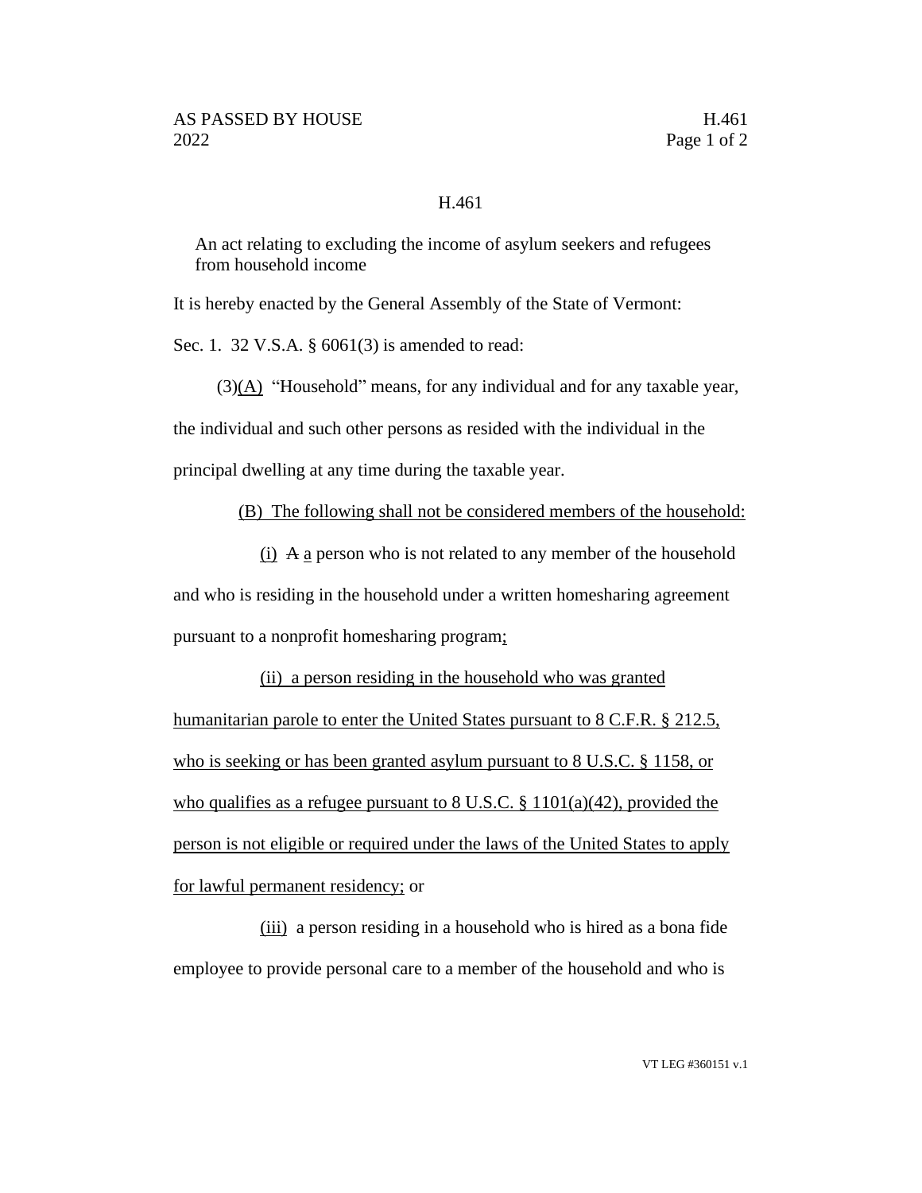# H.461

An act relating to excluding the income of asylum seekers and refugees from household income

It is hereby enacted by the General Assembly of the State of Vermont:

Sec. 1. 32 V.S.A. § 6061(3) is amended to read:

(3)<u>(A)</u> "Household" means, for any individual and for any taxable year, the individual and such other persons as resided with the individual in the principal dwelling at any time during the taxable year.

<u>(B) The following shall not be considered members of the household:</u>

<u>(i)</u> ~~A~~ <u>a</u> person who is not related to any member of the household and who is residing in the household under a written homesharing agreement pursuant to a nonprofit homesharing program<u>;</u>

<u>(ii) a person residing in the household who was granted humanitarian parole to enter the United States pursuant to 8 C.F.R. § 212.5, who is seeking or has been granted asylum pursuant to 8 U.S.C. § 1158, or who qualifies as a refugee pursuant to 8 U.S.C. § 1101(a)(42), provided the person is not eligible or required under the laws of the United States to apply for lawful permanent residency;</u> or

<u>(iii)</u> a person residing in a household who is hired as a bona fide employee to provide personal care to a member of the household and who is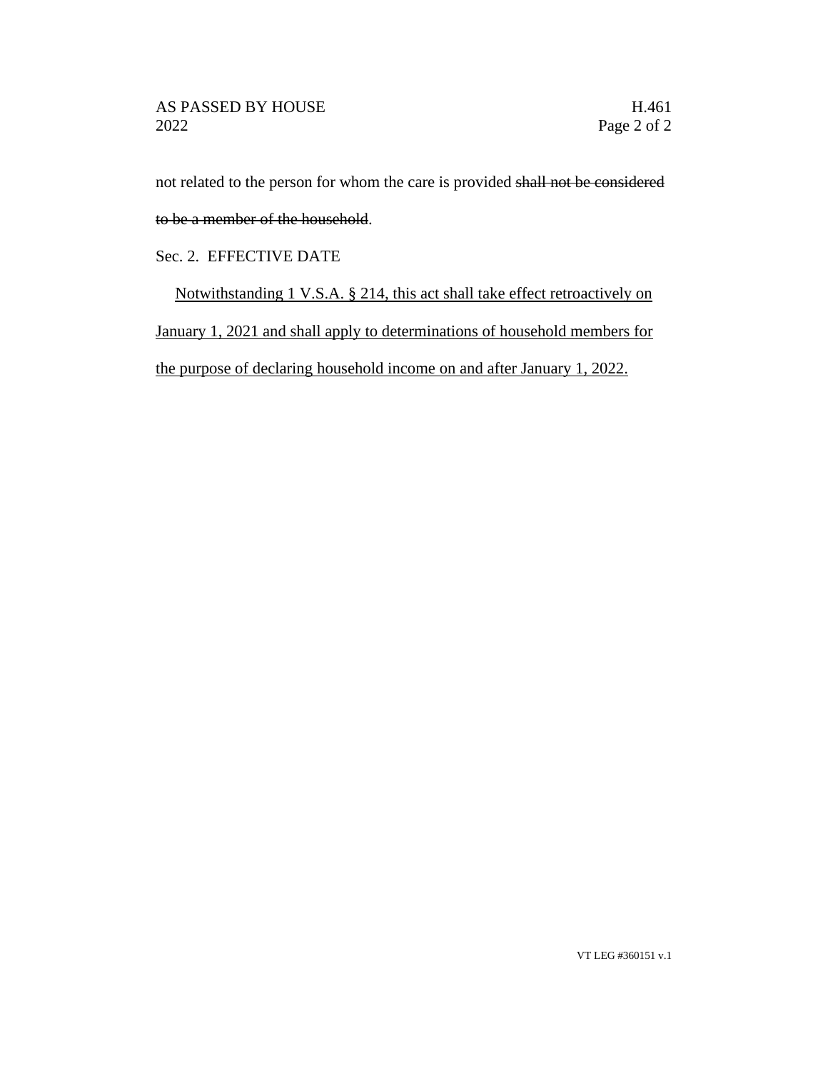not related to the person for whom the care is provided ~~shall not be considered to be a member of the household~~.

Sec. 2. EFFECTIVE DATE

<u>Notwithstanding 1 V.S.A. § 214, this act shall take effect retroactively on January 1, 2021 and shall apply to determinations of household members for the purpose of declaring household income on and after January 1, 2022.</u>